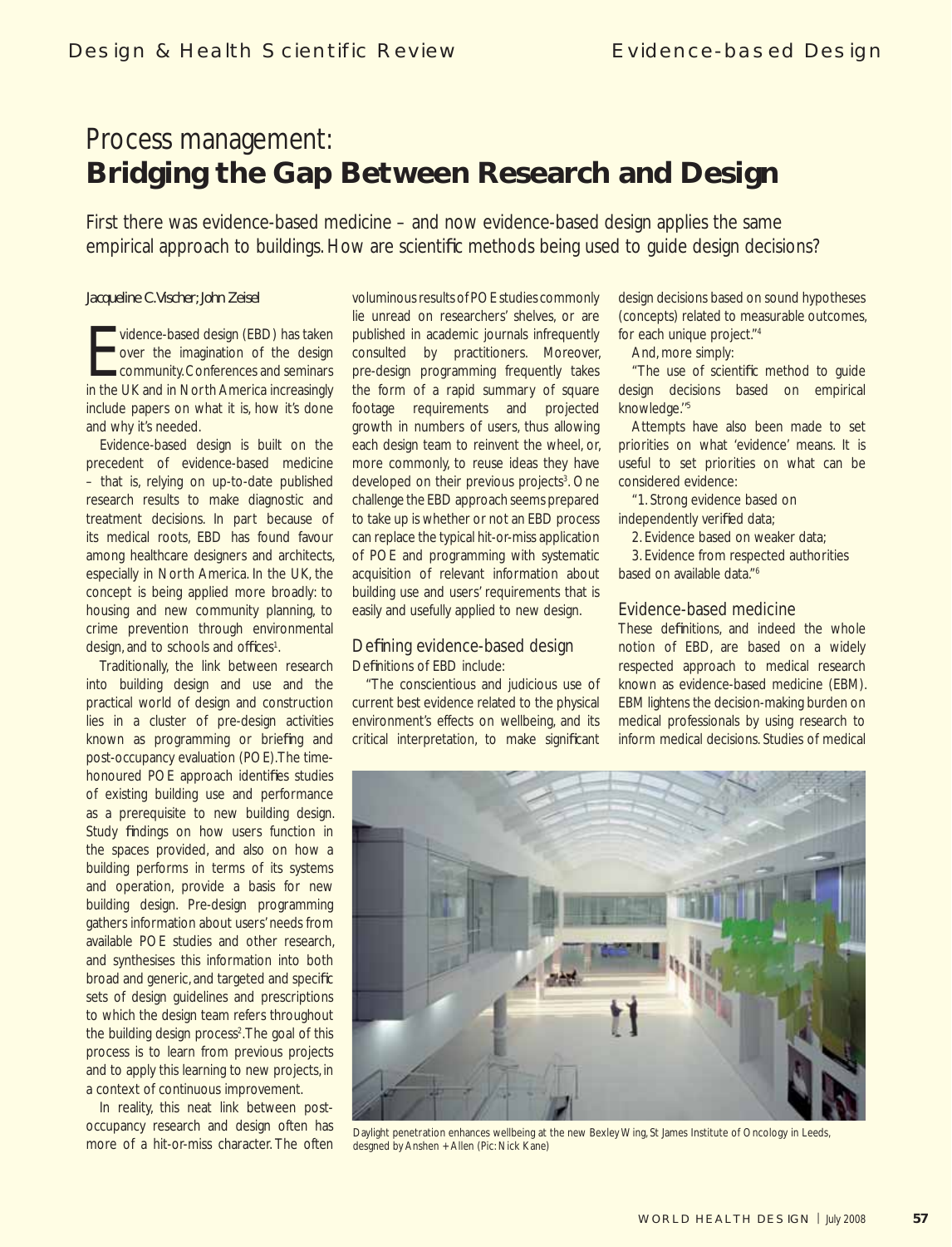# Process management:
## Bridging the Gap Between Research and Design

First there was evidence-based medicine – and now evidence-based design applies the same empirical approach to buildings. How are scientific methods being used to guide design decisions?

*Jacqueline C. Vischer; John Zeisel*

Evidence-based design (EBD) has taken over the imagination of the design community. Conferences and seminars in the UK and in North America increasingly include papers on what it is, how it's done and why it's needed.

Evidence-based design is built on the precedent of evidence-based medicine – that is, relying on up-to-date published research results to make diagnostic and treatment decisions. In part because of its medical roots, EBD has found favour among healthcare designers and architects, especially in North America. In the UK, the concept is being applied more broadly: to housing and new community planning, to crime prevention through environmental design, and to schools and offices[1].

Traditionally, the link between research into building design and use and the practical world of design and construction lies in a cluster of pre-design activities known as programming or briefing and post-occupancy evaluation (POE). The time-honoured POE approach identifies studies of existing building use and performance as a prerequisite to new building design. Study findings on how users function in the spaces provided, and also on how a building performs in terms of its systems and operation, provide a basis for new building design. Pre-design programming gathers information about users' needs from available POE studies and other research, and synthesises this information into both broad and generic, and targeted and specific sets of design guidelines and prescriptions to which the design team refers throughout the building design process[2]. The goal of this process is to learn from previous projects and to apply this learning to new projects, in a context of continuous improvement.

In reality, this neat link between post-occupancy research and design often has more of a hit-or-miss character. The often voluminous results of POE studies commonly lie unread on researchers' shelves, or are published in academic journals infrequently consulted by practitioners. Moreover, pre-design programming frequently takes the form of a rapid summary of square footage requirements and projected growth in numbers of users, thus allowing each design team to reinvent the wheel, or, more commonly, to reuse ideas they have developed on their previous projects[3]. One challenge the EBD approach seems prepared to take up is whether or not an EBD process can replace the typical hit-or-miss application of POE and programming with systematic acquisition of relevant information about building use and users' requirements that is easily and usefully applied to new design.

### Defining evidence-based design

Definitions of EBD include:

"The conscientious and judicious use of current best evidence related to the physical environment's effects on wellbeing, and its critical interpretation, to make significant design decisions based on sound hypotheses (concepts) related to measurable outcomes, for each unique project."[4]

And, more simply:

"The use of scientific method to guide design decisions based on empirical knowledge."[5]

Attempts have also been made to set priorities on what 'evidence' means. It is useful to set priorities on what can be considered evidence:

"1. Strong evidence based on independently verified data;

2. Evidence based on weaker data;

3. Evidence from respected authorities based on available data."[6]

### Evidence-based medicine

These definitions, and indeed the whole notion of EBD, are based on a widely respected approach to medical research known as evidence-based medicine (EBM). EBM lightens the decision-making burden on medical professionals by using research to inform medical decisions. Studies of medical

Daylight penetration enhances wellbeing at the new Bexley Wing, St James Institute of Oncology in Leeds, desgned by Anshen + Allen (Pic: Nick Kane)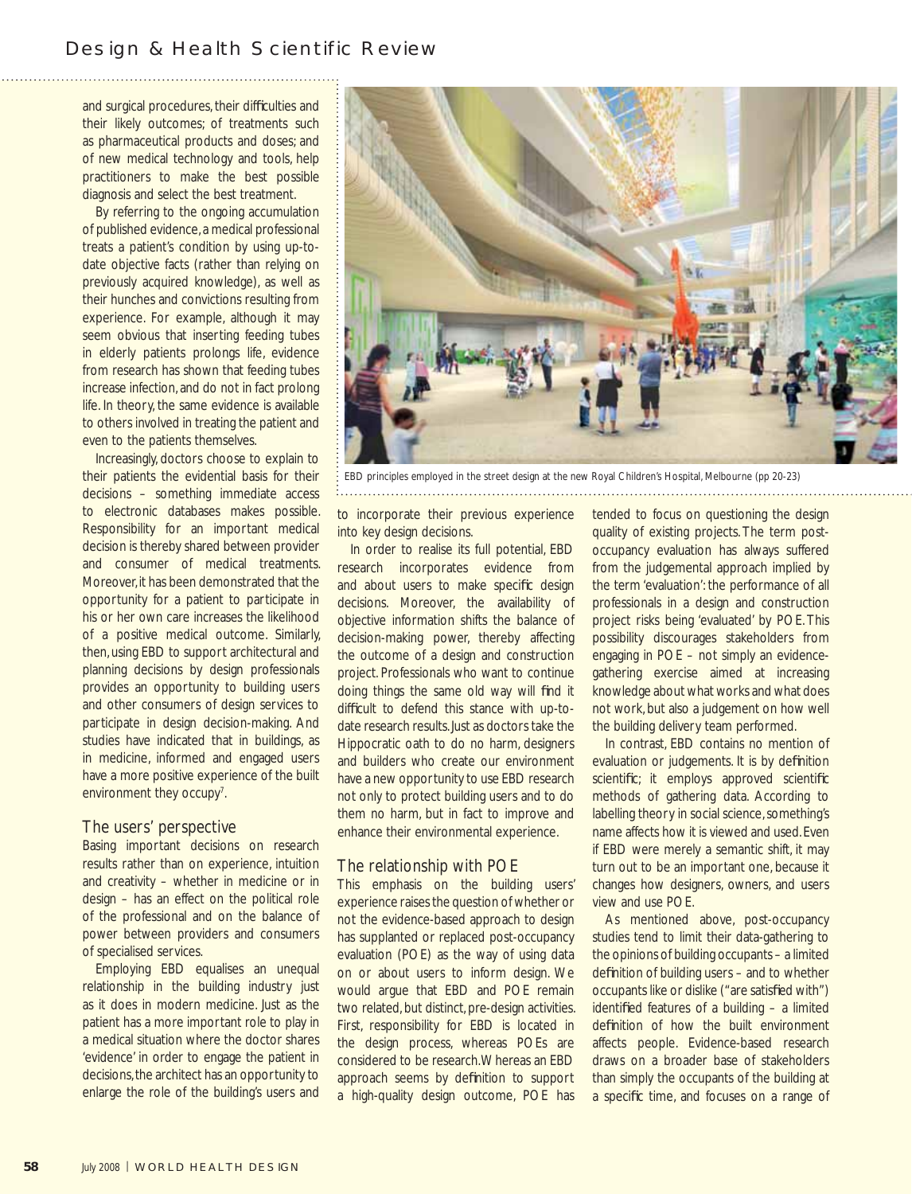and surgical procedures, their difficulties and their likely outcomes; of treatments such as pharmaceutical products and doses; and of new medical technology and tools, help practitioners to make the best possible diagnosis and select the best treatment.

By referring to the ongoing accumulation of published evidence, a medical professional treats a patient's condition by using up-to-date objective facts (rather than relying on previously acquired knowledge), as well as their hunches and convictions resulting from experience. For example, although it may seem obvious that inserting feeding tubes in elderly patients prolongs life, evidence from research has shown that feeding tubes increase infection, and do not in fact prolong life. In theory, the same evidence is available to others involved in treating the patient and even to the patients themselves.

Increasingly, doctors choose to explain to their patients the evidential basis for their decisions – something immediate access to electronic databases makes possible. Responsibility for an important medical decision is thereby shared between provider and consumer of medical treatments. Moreover, it has been demonstrated that the opportunity for a patient to participate in his or her own care increases the likelihood of a positive medical outcome. Similarly, then, using EBD to support architectural and planning decisions by design professionals provides an opportunity to building users and other consumers of design services to participate in design decision-making. And studies have indicated that in buildings, as in medicine, informed and engaged users have a more positive experience of the built environment they occupy[7].

## The users' perspective

Basing important decisions on research results rather than on experience, intuition and creativity – whether in medicine or in design – has an effect on the political role of the professional and on the balance of power between providers and consumers of specialised services.

Employing EBD equalises an unequal relationship in the building industry just as it does in modern medicine. Just as the patient has a more important role to play in a medical situation where the doctor shares 'evidence' in order to engage the patient in decisions, the architect has an opportunity to enlarge the role of the building's users and to incorporate their previous experience into key design decisions.

In order to realise its full potential, EBD research incorporates evidence from and about users to make specific design decisions. Moreover, the availability of objective information shifts the balance of decision-making power, thereby affecting the outcome of a design and construction project. Professionals who want to continue doing things the same old way will find it difficult to defend this stance with up-to-date research results. Just as doctors take the Hippocratic oath to do no harm, designers and builders who create our environment have a new opportunity to use EBD research not only to protect building users and to do them no harm, but in fact to improve and enhance their environmental experience.

EBD principles employed in the street design at the new Royal Children's Hospital, Melbourne (pp 20-23)

## The relationship with POE

This emphasis on the building users' experience raises the question of whether or not the evidence-based approach to design has supplanted or replaced post-occupancy evaluation (POE) as the way of using data on or about users to inform design. We would argue that EBD and POE remain two related, but distinct, pre-design activities. First, responsibility for EBD is located in the design process, whereas POEs are considered to be research. Whereas an EBD approach seems by definition to support a high-quality design outcome, POE has tended to focus on questioning the design quality of existing projects. The term post-occupancy evaluation has always suffered from the judgemental approach implied by the term 'evaluation': the performance of all professionals in a design and construction project risks being 'evaluated' by POE. This possibility discourages stakeholders from engaging in POE – not simply an evidence-gathering exercise aimed at increasing knowledge about what works and what does not work, but also a judgement on how well the building delivery team performed.

In contrast, EBD contains no mention of evaluation or judgements. It is by definition scientific; it employs approved scientific methods of gathering data. According to labelling theory in social science, something's name affects how it is viewed and used. Even if EBD were merely a semantic shift, it may turn out to be an important one, because it changes how designers, owners, and users view and use POE.

As mentioned above, post-occupancy studies tend to limit their data-gathering to the opinions of building occupants – a limited definition of building users – and to whether occupants like or dislike ("are satisfied with") identified features of a building – a limited definition of how the built environment affects people. Evidence-based research draws on a broader base of stakeholders than simply the occupants of the building at a specific time, and focuses on a range of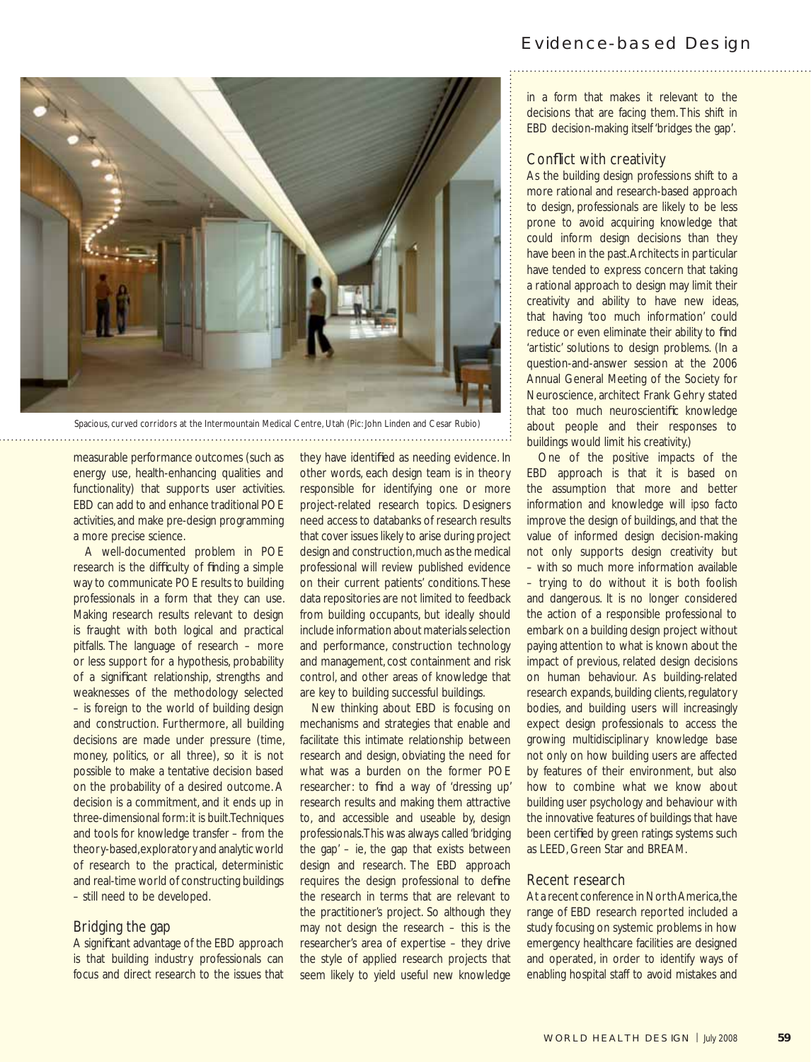Spacious, curved corridors at the Intermountain Medical Centre, Utah (Pic: John Linden and Cesar Rubio)

measurable performance outcomes (such as energy use, health-enhancing qualities and functionality) that supports user activities. EBD can add to and enhance traditional POE activities, and make pre-design programming a more precise science.

A well-documented problem in POE research is the difficulty of finding a simple way to communicate POE results to building professionals in a form that they can use. Making research results relevant to design is fraught with both logical and practical pitfalls. The language of research – more or less support for a hypothesis, probability of a significant relationship, strengths and weaknesses of the methodology selected – is foreign to the world of building design and construction. Furthermore, all building decisions are made under pressure (time, money, politics, or all three), so it is not possible to make a tentative decision based on the probability of a desired outcome. A decision is a commitment, and it ends up in three-dimensional form: it is built. Techniques and tools for knowledge transfer – from the theory-based, exploratory and analytic world of research to the practical, deterministic and real-time world of constructing buildings – still need to be developed.

## Bridging the gap

A significant advantage of the EBD approach is that building industry professionals can focus and direct research to the issues that they have identified as needing evidence. In other words, each design team is in theory responsible for identifying one or more project-related research topics. Designers need access to databanks of research results that cover issues likely to arise during project design and construction, much as the medical professional will review published evidence on their current patients' conditions. These data repositories are not limited to feedback from building occupants, but ideally should include information about materials selection and performance, construction technology and management, cost containment and risk control, and other areas of knowledge that are key to building successful buildings.

New thinking about EBD is focusing on mechanisms and strategies that enable and facilitate this intimate relationship between research and design, obviating the need for what was a burden on the former POE researcher: to find a way of 'dressing up' research results and making them attractive to, and accessible and useable by, design professionals. This was always called 'bridging the gap' – ie, the gap that exists between design and research. The EBD approach requires the design professional to define the research in terms that are relevant to the practitioner's project. So although they may not design the research – this is the researcher's area of expertise – they drive the style of applied research projects that seem likely to yield useful new knowledge in a form that makes it relevant to the decisions that are facing them. This shift in EBD decision-making itself 'bridges the gap'.

## Conflict with creativity

As the building design professions shift to a more rational and research-based approach to design, professionals are likely to be less prone to avoid acquiring knowledge that could inform design decisions than they have been in the past. Architects in particular have tended to express concern that taking a rational approach to design may limit their creativity and ability to have new ideas, that having 'too much information' could reduce or even eliminate their ability to find 'artistic' solutions to design problems. (In a question-and-answer session at the 2006 Annual General Meeting of the Society for Neuroscience, architect Frank Gehry stated that too much neuroscientific knowledge about people and their responses to buildings would limit his creativity.)

One of the positive impacts of the EBD approach is that it is based on the assumption that more and better information and knowledge will *ipso facto* improve the design of buildings, and that the value of informed design decision-making not only supports design creativity but – with so much more information available – trying to do without it is both foolish and dangerous. It is no longer considered the action of a responsible professional to embark on a building design project without paying attention to what is known about the impact of previous, related design decisions on human behaviour. As building-related research expands, building clients, regulatory bodies, and building users will increasingly expect design professionals to access the growing multidisciplinary knowledge base not only on how building users are affected by features of their environment, but also how to combine what we know about building user psychology and behaviour with the innovative features of buildings that have been certified by green ratings systems such as LEED, Green Star and BREAM.

## Recent research

At a recent conference in North America, the range of EBD research reported included a study focusing on systemic problems in how emergency healthcare facilities are designed and operated, in order to identify ways of enabling hospital staff to avoid mistakes and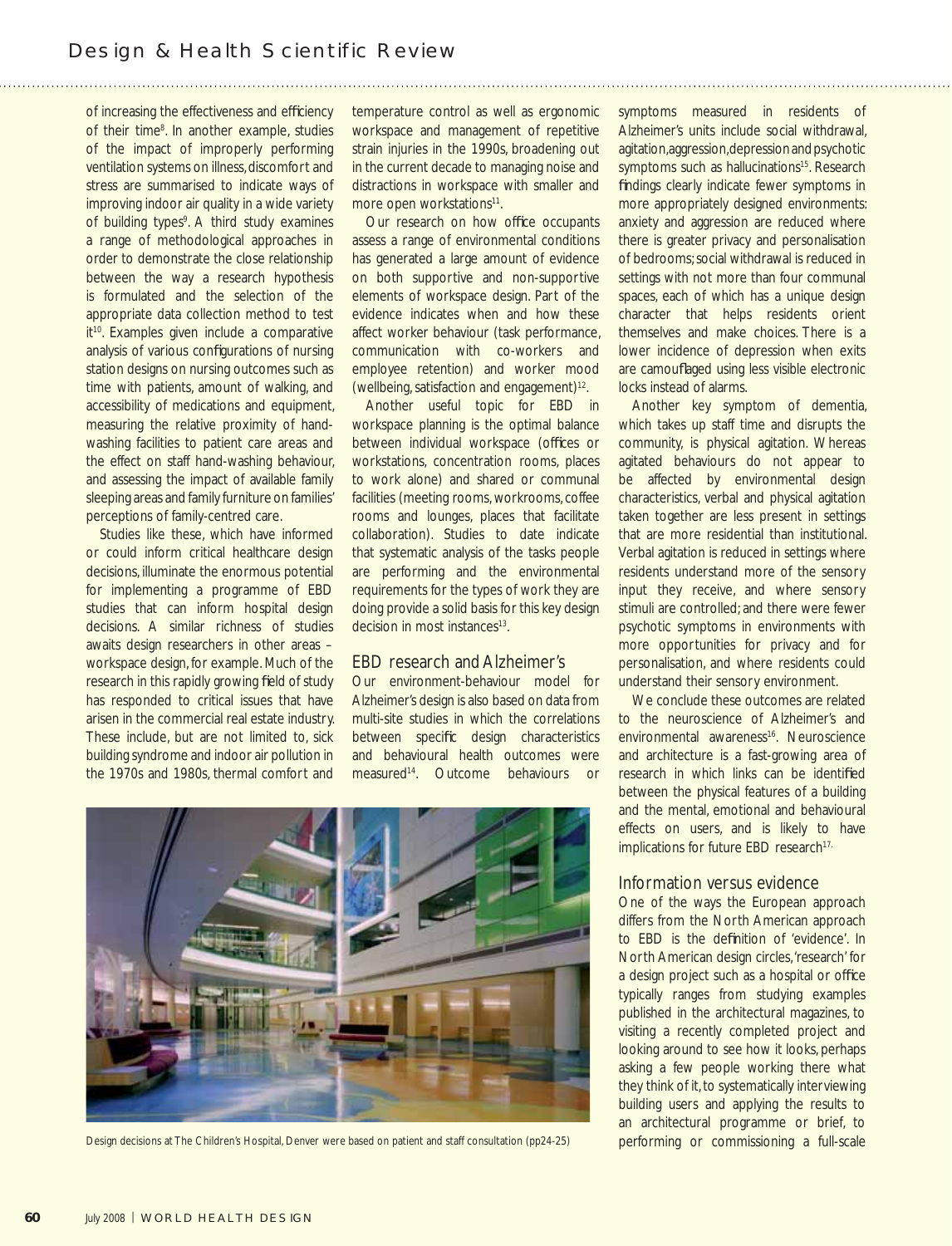of increasing the effectiveness and efficiency of their time[8]. In another example, studies of the impact of improperly performing ventilation systems on illness, discomfort and stress are summarised to indicate ways of improving indoor air quality in a wide variety of building types[9]. A third study examines a range of methodological approaches in order to demonstrate the close relationship between the way a research hypothesis is formulated and the selection of the appropriate data collection method to test it[10]. Examples given include a comparative analysis of various configurations of nursing station designs on nursing outcomes such as time with patients, amount of walking, and accessibility of medications and equipment, measuring the relative proximity of hand-washing facilities to patient care areas and the effect on staff hand-washing behaviour, and assessing the impact of available family sleeping areas and family furniture on families' perceptions of family-centred care.

Studies like these, which have informed or could inform critical healthcare design decisions, illuminate the enormous potential for implementing a programme of EBD studies that can inform hospital design decisions. A similar richness of studies awaits design researchers in other areas – workspace design, for example. Much of the research in this rapidly growing field of study has responded to critical issues that have arisen in the commercial real estate industry. These include, but are not limited to, sick building syndrome and indoor air pollution in the 1970s and 1980s, thermal comfort and temperature control as well as ergonomic workspace and management of repetitive strain injuries in the 1990s, broadening out in the current decade to managing noise and distractions in workspace with smaller and more open workstations[11].

Our research on how office occupants assess a range of environmental conditions has generated a large amount of evidence on both supportive and non-supportive elements of workspace design. Part of the evidence indicates when and how these affect worker behaviour (task performance, communication with co-workers and employee retention) and worker mood (wellbeing, satisfaction and engagement)[12].

Another useful topic for EBD in workspace planning is the optimal balance between individual workspace (offices or workstations, concentration rooms, places to work alone) and shared or communal facilities (meeting rooms, workrooms, coffee rooms and lounges, places that facilitate collaboration). Studies to date indicate that systematic analysis of the tasks people are performing and the environmental requirements for the types of work they are doing provide a solid basis for this key design decision in most instances[13].

## EBD research and Alzheimer's

Our environment-behaviour model for Alzheimer's design is also based on data from multi-site studies in which the correlations between specific design characteristics and behavioural health outcomes were measured[14]. Outcome behaviours or symptoms measured in residents of Alzheimer's units include social withdrawal, agitation, aggression, depression and psychotic symptoms such as hallucinations[15]. Research findings clearly indicate fewer symptoms in more appropriately designed environments: anxiety and aggression are reduced where there is greater privacy and personalisation of bedrooms; social withdrawal is reduced in settings with not more than four communal spaces, each of which has a unique design character that helps residents orient themselves and make choices. There is a lower incidence of depression when exits are camouflaged using less visible electronic locks instead of alarms.

Another key symptom of dementia, which takes up staff time and disrupts the community, is physical agitation. Whereas agitated behaviours do not appear to be affected by environmental design characteristics, verbal and physical agitation taken together are less present in settings that are more residential than institutional. Verbal agitation is reduced in settings where residents understand more of the sensory input they receive, and where sensory stimuli are controlled; and there were fewer psychotic symptoms in environments with more opportunities for privacy and for personalisation, and where residents could understand their sensory environment.

We conclude these outcomes are related to the neuroscience of Alzheimer's and environmental awareness[16]. Neuroscience and architecture is a fast-growing area of research in which links can be identified between the physical features of a building and the mental, emotional and behavioural effects on users, and is likely to have implications for future EBD research[17].

## Information versus evidence

One of the ways the European approach differs from the North American approach to EBD is the definition of 'evidence'. In North American design circles, 'research' for a design project such as a hospital or office typically ranges from studying examples published in the architectural magazines, to visiting a recently completed project and looking around to see how it looks, perhaps asking a few people working there what they think of it, to systematically interviewing building users and applying the results to an architectural programme or brief, to performing or commissioning a full-scale

Design decisions at The Children's Hospital, Denver were based on patient and staff consultation (pp24-25)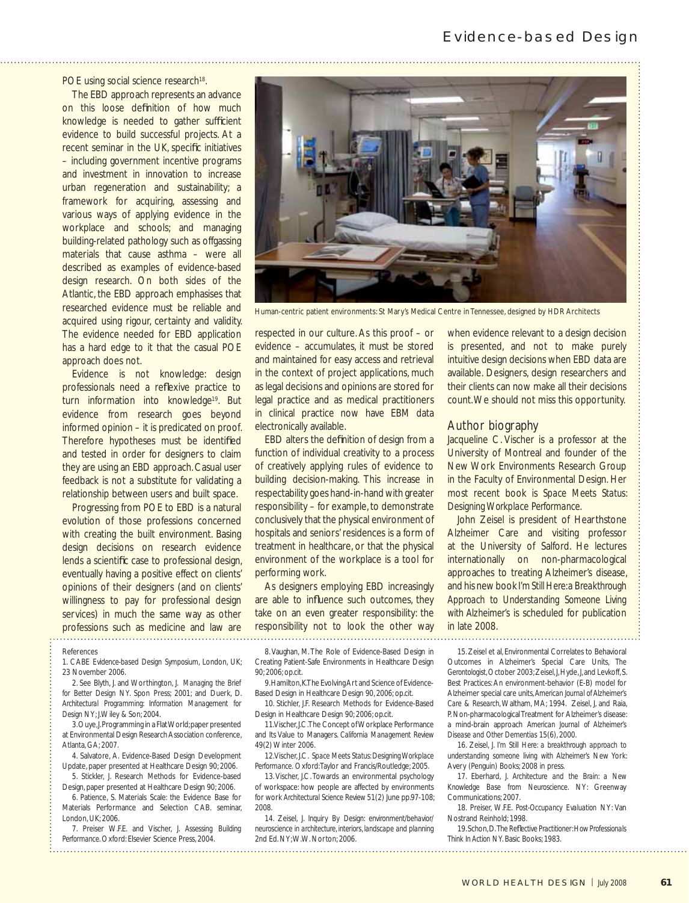POE using social science research[18].

The EBD approach represents an advance on this loose definition of how much knowledge is needed to gather sufficient evidence to build successful projects. At a recent seminar in the UK, specific initiatives – including government incentive programs and investment in innovation to increase urban regeneration and sustainability; a framework for acquiring, assessing and various ways of applying evidence in the workplace and schools; and managing building-related pathology such as offgassing materials that cause asthma – were all described as examples of evidence-based design research. On both sides of the Atlantic, the EBD approach emphasises that researched evidence must be reliable and acquired using rigour, certainty and validity. The evidence needed for EBD application has a hard edge to it that the casual POE approach does not.

Evidence is not knowledge: design professionals need a reflexive practice to turn information into knowledge[19]. But evidence from research goes beyond informed opinion – it is predicated on proof. Therefore hypotheses must be identified and tested in order for designers to claim they are using an EBD approach. Casual user feedback is not a substitute for validating a relationship between users and built space.

Progressing from POE to EBD is a natural evolution of those professions concerned with creating the built environment. Basing design decisions on research evidence lends a scientific case to professional design, eventually having a positive effect on clients' opinions of their designers (and on clients' willingness to pay for professional design services) in much the same way as other professions such as medicine and law are respected in our culture. As this proof – or evidence – accumulates, it must be stored and maintained for easy access and retrieval in the context of project applications, much as legal decisions and opinions are stored for legal practice and as medical practitioners in clinical practice now have EBM data electronically available.

Human-centric patient environments: St Mary's Medical Centre in Tennessee, designed by HDR Architects

EBD alters the definition of design from a function of individual creativity to a process of creatively applying rules of evidence to building decision-making. This increase in respectability goes hand-in-hand with greater responsibility – for example, to demonstrate conclusively that the physical environment of hospitals and seniors' residences is a form of treatment in healthcare, or that the physical environment of the workplace is a tool for performing work.

As designers employing EBD increasingly are able to influence such outcomes, they take on an even greater responsibility: the responsibility not to look the other way when evidence relevant to a design decision is presented, and not to make purely intuitive design decisions when EBD data are available. Designers, design researchers and their clients can now make all their decisions count. We should not miss this opportunity.

## Author biography

Jacqueline C. Vischer is a professor at the University of Montreal and founder of the New Work Environments Research Group in the Faculty of Environmental Design. Her most recent book is *Space Meets Status: Designing Workplace Performance*.

John Zeisel is president of Hearthstone Alzheimer Care and visiting professor at the University of Salford. He lectures internationally on non-pharmacological approaches to treating Alzheimer's disease, and his new book *I'm Still Here: a Breakthrough Approach to Understanding Someone Living with Alzheimer's* is scheduled for publication in late 2008.

## References

1. CABE Evidence-based Design Symposium, London, UK; 23 November 2006.
2. See Blyth, J. and Worthington, J. *Managing the Brief for Better Design* NY. Spon Press; 2001; and Duerk, D. *Architectural Programming: Information Management for Design* NY; J.Wiley & Son; 2004.
3. Ouye, J. Programming in a Flat World; paper presented at Environmental Design Research Association conference, Atlanta, GA; 2007.
4. Salvatore, A. Evidence-Based Design Development Update, paper presented at Healthcare Design 90; 2006.
5. Stickler, J. Research Methods for Evidence-based Design, paper presented at Healthcare Design 90; 2006.
6. Patience, S. Materials Scale: the Evidence Base for Materials Performance and Selection CAB. seminar, London, UK; 2006.
7. Preiser W.F.E. and Vischer, J. *Assessing Building Performance*. Oxford: Elsevier Science Press, 2004.
8. Vaughan, M. The Role of Evidence-Based Design in Creating Patient-Safe Environments in Healthcare Design 90; 2006; op.cit.
9. Hamilton, K. The Evolving Art and Science of Evidence-Based Design in Healthcare Design 90, 2006; op.cit.
10. Stichler, J.F. Research Methods for Evidence-Based Design in Healthcare Design 90; 2006; op.cit.
11. Vischer, J.C. The Concept of Workplace Performance and Its Value to Managers. *California Management Review* 49(2) Winter 2006.
12. Vischer, J.C. *Space Meets Status: Designing Workplace Performance*. Oxford: Taylor and Francis/Routledge; 2005.
13. Vischer, J.C. Towards an environmental psychology of workspace: how people are affected by environments for work *Architectural Science Review* 51(2) June pp.97-108; 2008.
14. Zeisel, J. *Inquiry By Design: environment/behavior/neuroscience in architecture, interiors, landscape and planning* 2nd Ed. NY; W.W. Norton; 2006.
15. Zeisel et al, Environmental Correlates to Behavioral Outcomes in Alzheimer's Special Care Units, *The Gerontologist*, October 2003; Zeisel, J, Hyde, J, and Levkoff, S. Best Practices: An environment-behavior (E-B) model for Alzheimer special care units, *American Journal of Alzheimer's Care & Research*, Waltham, MA; 1994. Zeisel, J, and Raia, P. Non-pharmacological Treatment for Alzheimer's disease: a mind-brain approach *American Journal of Alzheimer's Disease and Other Dementias* 15(6), 2000.
16. Zeisel, J. *I'm Still Here: a breakthrough approach to understanding someone living with Alzheimer's* New York: Avery (Penguin) Books; 2008 in press.
17. Eberhard, J. *Architecture and the Brain: a New Knowledge Base from Neuroscience*. NY: Greenway Communications; 2007.
18. Preiser, W.F.E. *Post-Occupancy Evaluation* NY: Van Nostrand Reinhold; 1998.
19. Schon, D. *The Reflective Practitioner: How Professionals Think In Action* NY. Basic Books; 1983.